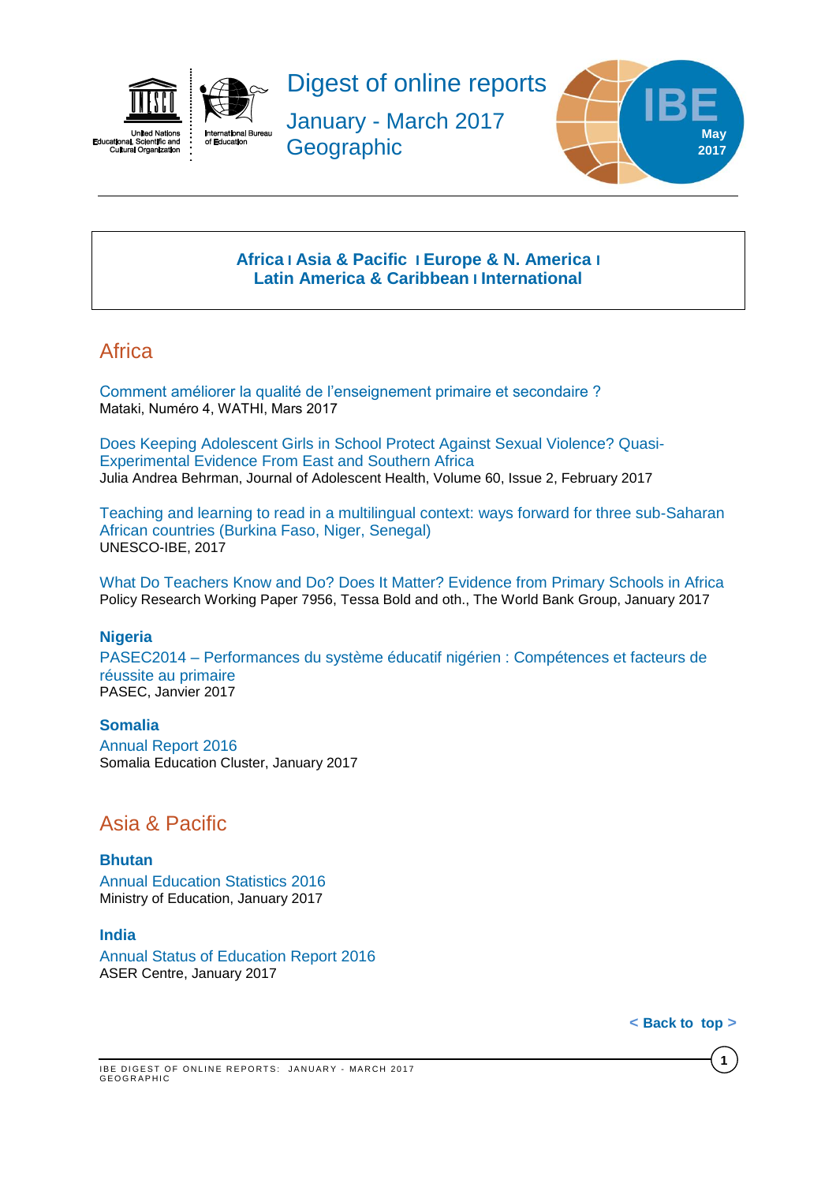# Digest of online reports

## January - March 2017

## Geographic

IBE May 2017

**Africa | Asia & Pacific | Europe & N. America | Latin America & Caribbean | International**

## Africa

Comment améliorer la qualité de l'enseignement primaire et secondaire ?
Mataki, Numéro 4, WATHI, Mars 2017

Does Keeping Adolescent Girls in School Protect Against Sexual Violence? Quasi-Experimental Evidence From East and Southern Africa
Julia Andrea Behrman, Journal of Adolescent Health, Volume 60, Issue 2, February 2017

Teaching and learning to read in a multilingual context: ways forward for three sub-Saharan African countries (Burkina Faso, Niger, Senegal)
UNESCO-IBE, 2017

What Do Teachers Know and Do? Does It Matter? Evidence from Primary Schools in Africa
Policy Research Working Paper 7956, Tessa Bold and oth., The World Bank Group, January 2017

### Nigeria

PASEC2014 – Performances du système éducatif nigérien : Compétences et facteurs de réussite au primaire
PASEC, Janvier 2017

### Somalia

Annual Report 2016
Somalia Education Cluster, January 2017

## Asia & Pacific

### Bhutan

Annual Education Statistics 2016
Ministry of Education, January 2017

### India

Annual Status of Education Report 2016
ASER Centre, January 2017

< Back to top >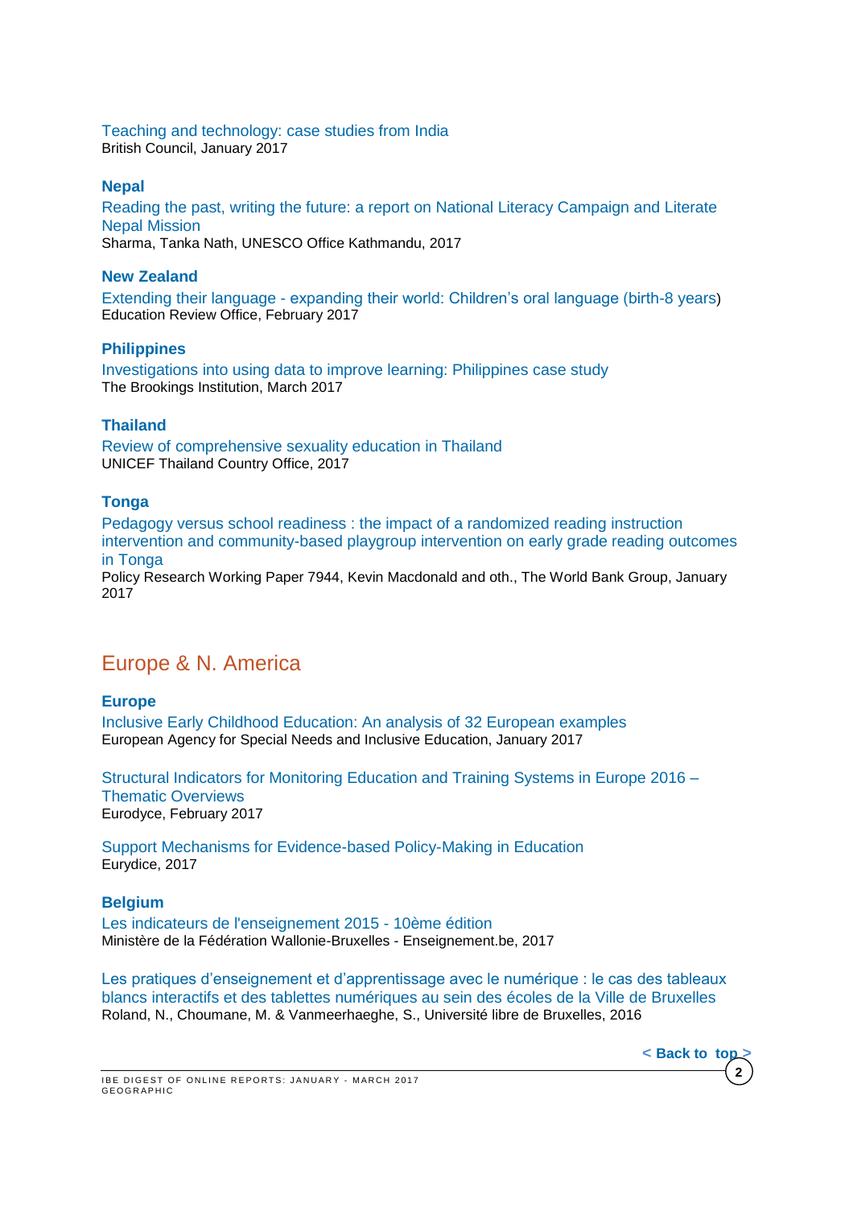Teaching and technology: case studies from India
British Council, January 2017

### Nepal

Reading the past, writing the future: a report on National Literacy Campaign and Literate Nepal Mission
Sharma, Tanka Nath, UNESCO Office Kathmandu, 2017

### New Zealand

Extending their language - expanding their world: Children's oral language (birth-8 years)
Education Review Office, February 2017

### Philippines

Investigations into using data to improve learning: Philippines case study
The Brookings Institution, March 2017

### Thailand

Review of comprehensive sexuality education in Thailand
UNICEF Thailand Country Office, 2017

### Tonga

Pedagogy versus school readiness : the impact of a randomized reading instruction intervention and community-based playgroup intervention on early grade reading outcomes in Tonga
Policy Research Working Paper 7944, Kevin Macdonald and oth., The World Bank Group, January 2017

## Europe & N. America

### Europe

Inclusive Early Childhood Education: An analysis of 32 European examples
European Agency for Special Needs and Inclusive Education, January 2017

Structural Indicators for Monitoring Education and Training Systems in Europe 2016 – Thematic Overviews
Eurodyce, February 2017

Support Mechanisms for Evidence-based Policy-Making in Education
Eurydice, 2017

### Belgium

Les indicateurs de l'enseignement 2015 - 10ème édition
Ministère de la Fédération Wallonie-Bruxelles - Enseignement.be, 2017

Les pratiques d'enseignement et d'apprentissage avec le numérique : le cas des tableaux blancs interactifs et des tablettes numériques au sein des écoles de la Ville de Bruxelles
Roland, N., Choumane, M. & Vanmeerhaeghe, S., Université libre de Bruxelles, 2016

< Back to top >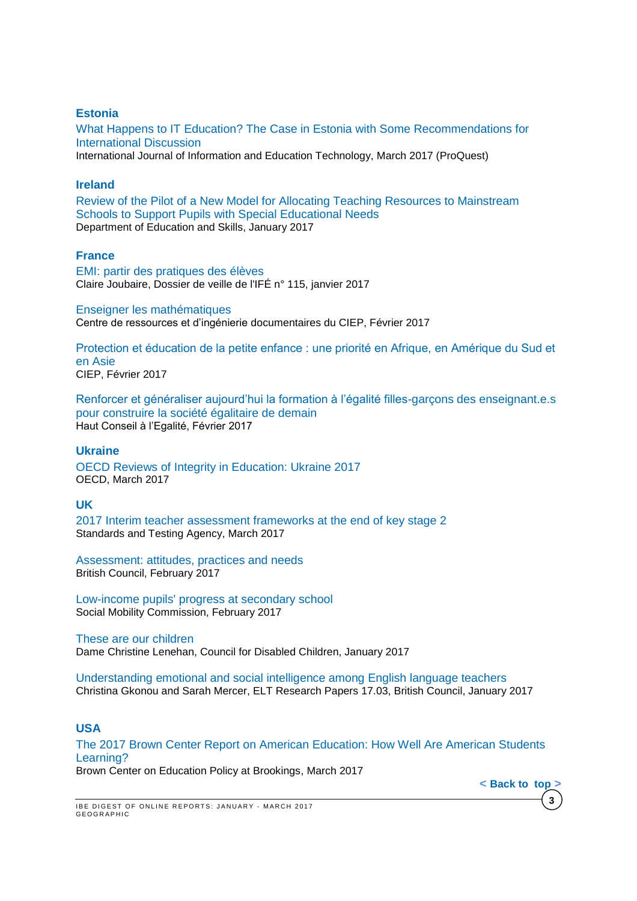## Estonia

What Happens to IT Education? The Case in Estonia with Some Recommendations for International Discussion
International Journal of Information and Education Technology, March 2017 (ProQuest)

## Ireland

Review of the Pilot of a New Model for Allocating Teaching Resources to Mainstream Schools to Support Pupils with Special Educational Needs
Department of Education and Skills, January 2017

## France

EMI: partir des pratiques des élèves
Claire Joubaire, Dossier de veille de l'IFÉ n° 115, janvier 2017

Enseigner les mathématiques
Centre de ressources et d'ingénierie documentaires du CIEP, Février 2017

Protection et éducation de la petite enfance : une priorité en Afrique, en Amérique du Sud et en Asie
CIEP, Février 2017

Renforcer et généraliser aujourd'hui la formation à l'égalité filles-garçons des enseignant.e.s pour construire la société égalitaire de demain
Haut Conseil à l'Egalité, Février 2017

## Ukraine

OECD Reviews of Integrity in Education: Ukraine 2017
OECD, March 2017

## UK

2017 Interim teacher assessment frameworks at the end of key stage 2
Standards and Testing Agency, March 2017

Assessment: attitudes, practices and needs
British Council, February 2017

Low-income pupils' progress at secondary school
Social Mobility Commission, February 2017

These are our children
Dame Christine Lenehan, Council for Disabled Children, January 2017

Understanding emotional and social intelligence among English language teachers
Christina Gkonou and Sarah Mercer, ELT Research Papers 17.03, British Council, January 2017

## USA

The 2017 Brown Center Report on American Education: How Well Are American Students Learning?
Brown Center on Education Policy at Brookings, March 2017

< Back to top >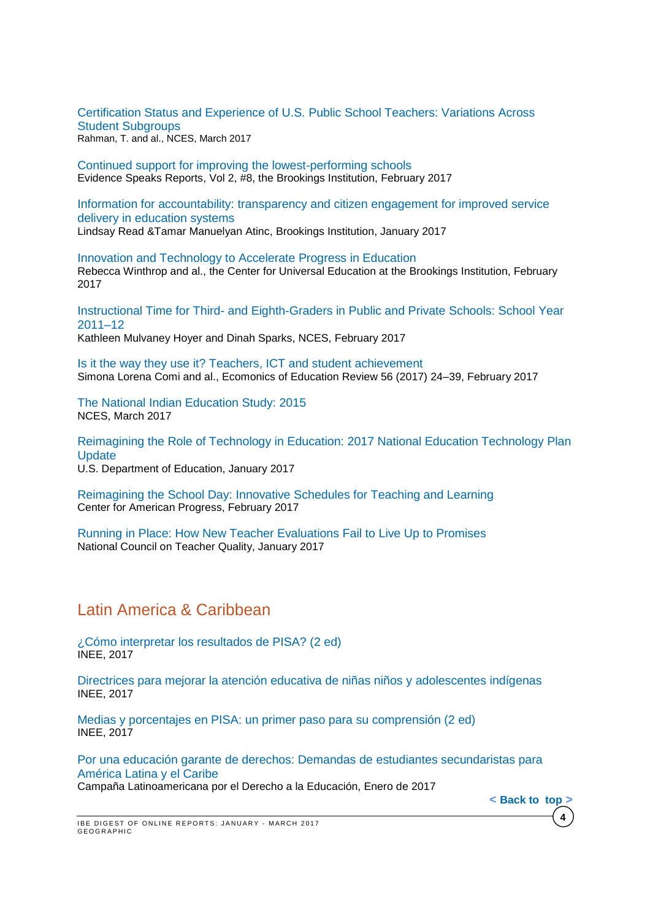Certification Status and Experience of U.S. Public School Teachers: Variations Across Student Subgroups
Rahman, T. and al., NCES, March 2017

Continued support for improving the lowest-performing schools
Evidence Speaks Reports, Vol 2, #8, the Brookings Institution, February 2017

Information for accountability: transparency and citizen engagement for improved service delivery in education systems
Lindsay Read &Tamar Manuelyan Atinc, Brookings Institution, January 2017

Innovation and Technology to Accelerate Progress in Education
Rebecca Winthrop and al., the Center for Universal Education at the Brookings Institution, February 2017

Instructional Time for Third- and Eighth-Graders in Public and Private Schools: School Year 2011–12
Kathleen Mulvaney Hoyer and Dinah Sparks, NCES, February 2017

Is it the way they use it? Teachers, ICT and student achievement
Simona Lorena Comi and al., Ecomonics of Education Review 56 (2017) 24–39, February 2017

The National Indian Education Study: 2015
NCES, March 2017

Reimagining the Role of Technology in Education: 2017 National Education Technology Plan Update
U.S. Department of Education, January 2017

Reimagining the School Day: Innovative Schedules for Teaching and Learning
Center for American Progress, February 2017

Running in Place: How New Teacher Evaluations Fail to Live Up to Promises
National Council on Teacher Quality, January 2017

## Latin America & Caribbean

¿Cómo interpretar los resultados de PISA? (2 ed)
INEE, 2017

Directrices para mejorar la atención educativa de niñas niños y adolescentes indígenas
INEE, 2017

Medias y porcentajes en PISA: un primer paso para su comprensión (2 ed)
INEE, 2017

Por una educación garante de derechos: Demandas de estudiantes secundaristas para América Latina y el Caribe
Campaña Latinoamericana por el Derecho a la Educación, Enero de 2017

< Back to top >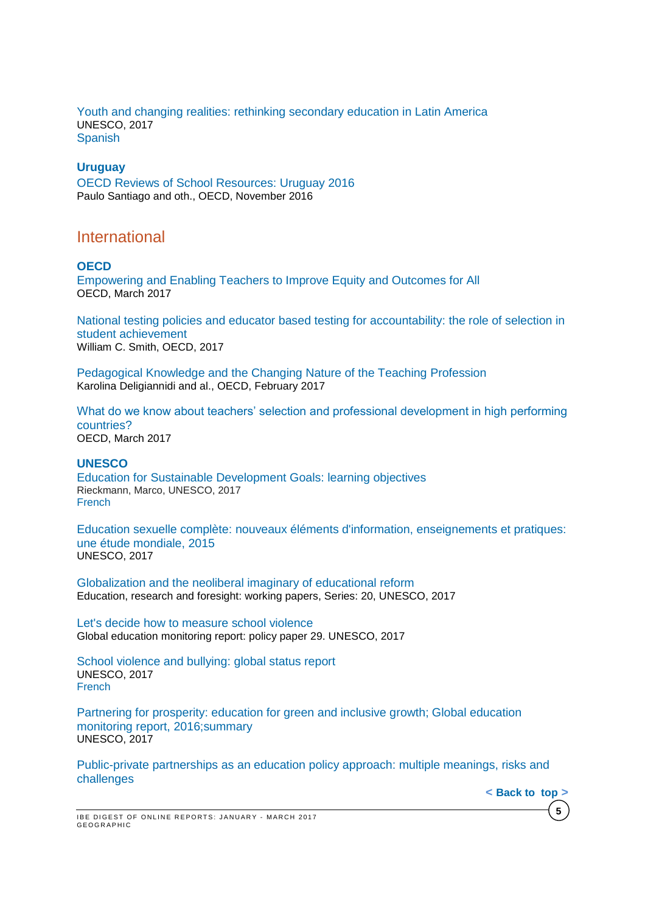Youth and changing realities: rethinking secondary education in Latin America
UNESCO, 2017
Spanish

### Uruguay

OECD Reviews of School Resources: Uruguay 2016
Paulo Santiago and oth., OECD, November 2016

## International

### OECD

Empowering and Enabling Teachers to Improve Equity and Outcomes for All
OECD, March 2017

National testing policies and educator based testing for accountability: the role of selection in student achievement
William C. Smith, OECD, 2017

Pedagogical Knowledge and the Changing Nature of the Teaching Profession
Karolina Deligiannidi and al., OECD, February 2017

What do we know about teachers' selection and professional development in high performing countries?
OECD, March 2017

### UNESCO

Education for Sustainable Development Goals: learning objectives
Rieckmann, Marco, UNESCO, 2017
French

Education sexuelle complète: nouveaux éléments d'information, enseignements et pratiques: une étude mondiale, 2015
UNESCO, 2017

Globalization and the neoliberal imaginary of educational reform
Education, research and foresight: working papers, Series: 20, UNESCO, 2017

Let's decide how to measure school violence
Global education monitoring report: policy paper 29. UNESCO, 2017

School violence and bullying: global status report
UNESCO, 2017
French

Partnering for prosperity: education for green and inclusive growth; Global education monitoring report, 2016;summary
UNESCO, 2017

Public-private partnerships as an education policy approach: multiple meanings, risks and challenges

< Back to top >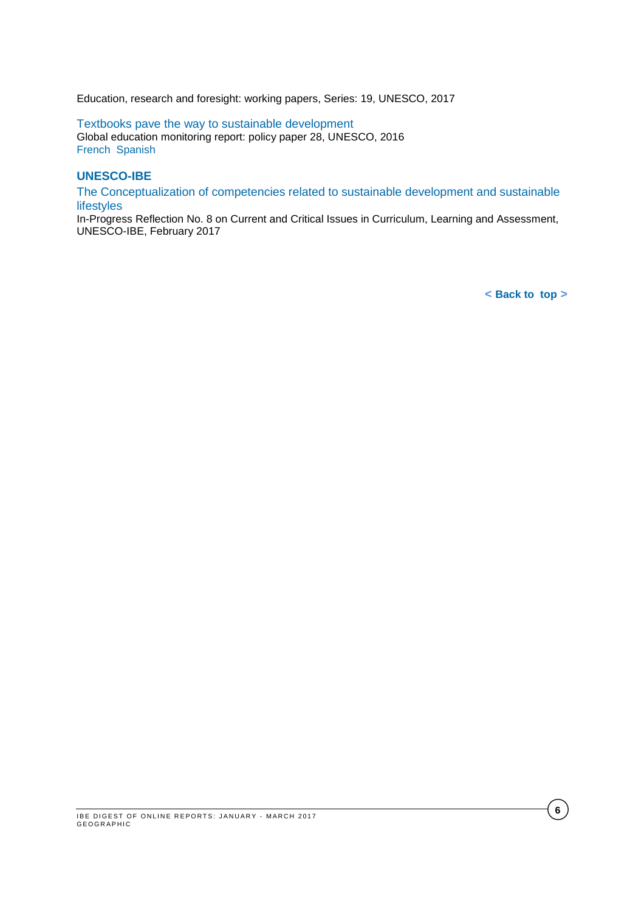Education, research and foresight: working papers, Series: 19, UNESCO, 2017

Textbooks pave the way to sustainable development
Global education monitoring report: policy paper 28, UNESCO, 2016
French Spanish

### UNESCO-IBE

The Conceptualization of competencies related to sustainable development and sustainable lifestyles
In-Progress Reflection No. 8 on Current and Critical Issues in Curriculum, Learning and Assessment, UNESCO-IBE, February 2017

**< Back to top >**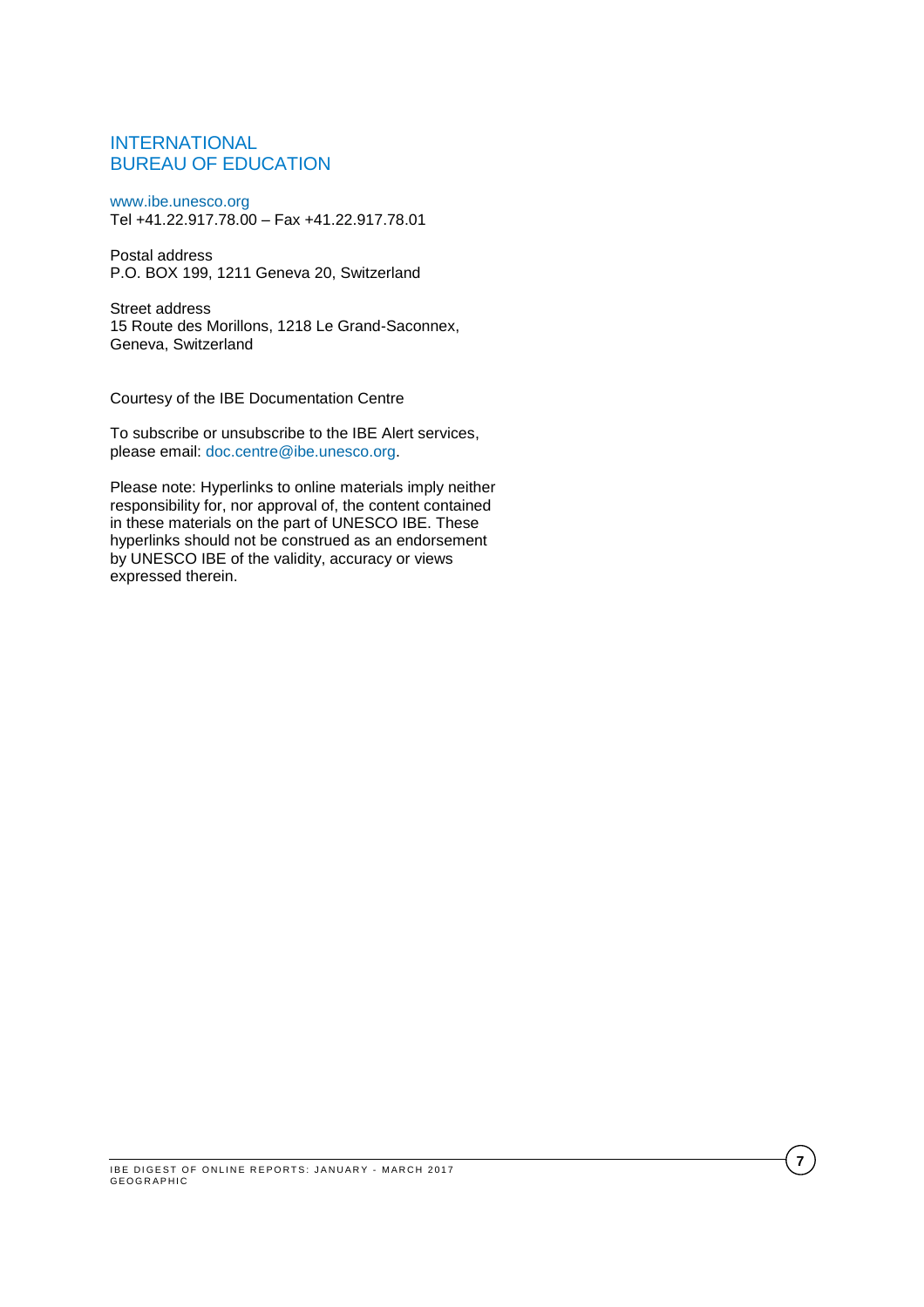# INTERNATIONAL BUREAU OF EDUCATION

www.ibe.unesco.org
Tel +41.22.917.78.00 – Fax +41.22.917.78.01

Postal address
P.O. BOX 199, 1211 Geneva 20, Switzerland

Street address
15 Route des Morillons, 1218 Le Grand-Saconnex, Geneva, Switzerland

Courtesy of the IBE Documentation Centre

To subscribe or unsubscribe to the IBE Alert services, please email: doc.centre@ibe.unesco.org.

Please note: Hyperlinks to online materials imply neither responsibility for, nor approval of, the content contained in these materials on the part of UNESCO IBE. These hyperlinks should not be construed as an endorsement by UNESCO IBE of the validity, accuracy or views expressed therein.